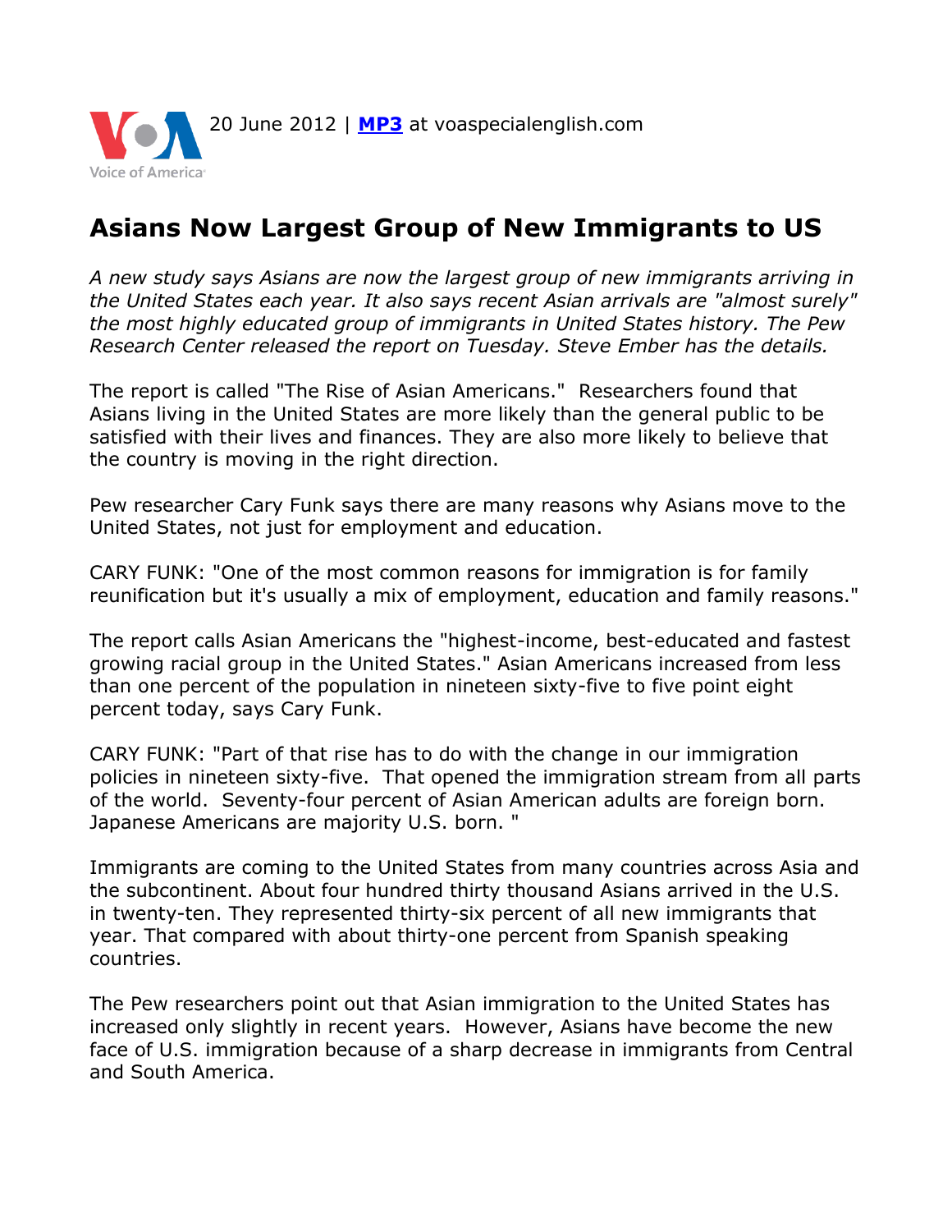20 June 2012 | **MP3** at voaspecialenglish.com

# Asians Now Largest Group of New Immigrants to US

*A new study says Asians are now the largest group of new immigrants arriving in the United States each year. It also says recent Asian arrivals are "almost surely" the most highly educated group of immigrants in United States history. The Pew Research Center released the report on Tuesday. Steve Ember has the details.*

The report is called "The Rise of Asian Americans." Researchers found that Asians living in the United States are more likely than the general public to be satisfied with their lives and finances. They are also more likely to believe that the country is moving in the right direction.

Pew researcher Cary Funk says there are many reasons why Asians move to the United States, not just for employment and education.

CARY FUNK: "One of the most common reasons for immigration is for family reunification but it's usually a mix of employment, education and family reasons."

The report calls Asian Americans the "highest-income, best-educated and fastest growing racial group in the United States." Asian Americans increased from less than one percent of the population in nineteen sixty-five to five point eight percent today, says Cary Funk.

CARY FUNK: "Part of that rise has to do with the change in our immigration policies in nineteen sixty-five. That opened the immigration stream from all parts of the world. Seventy-four percent of Asian American adults are foreign born. Japanese Americans are majority U.S. born. "

Immigrants are coming to the United States from many countries across Asia and the subcontinent. About four hundred thirty thousand Asians arrived in the U.S. in twenty-ten. They represented thirty-six percent of all new immigrants that year. That compared with about thirty-one percent from Spanish speaking countries.

The Pew researchers point out that Asian immigration to the United States has increased only slightly in recent years. However, Asians have become the new face of U.S. immigration because of a sharp decrease in immigrants from Central and South America.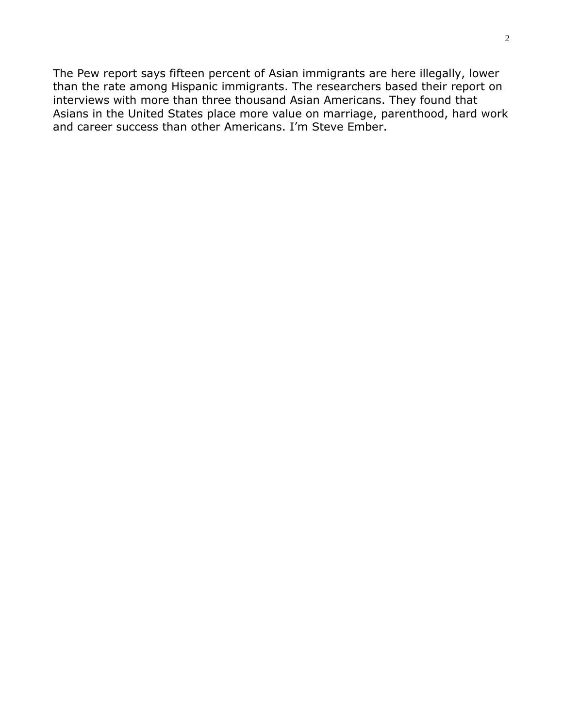The Pew report says fifteen percent of Asian immigrants are here illegally, lower than the rate among Hispanic immigrants. The researchers based their report on interviews with more than three thousand Asian Americans. They found that Asians in the United States place more value on marriage, parenthood, hard work and career success than other Americans. I'm Steve Ember.